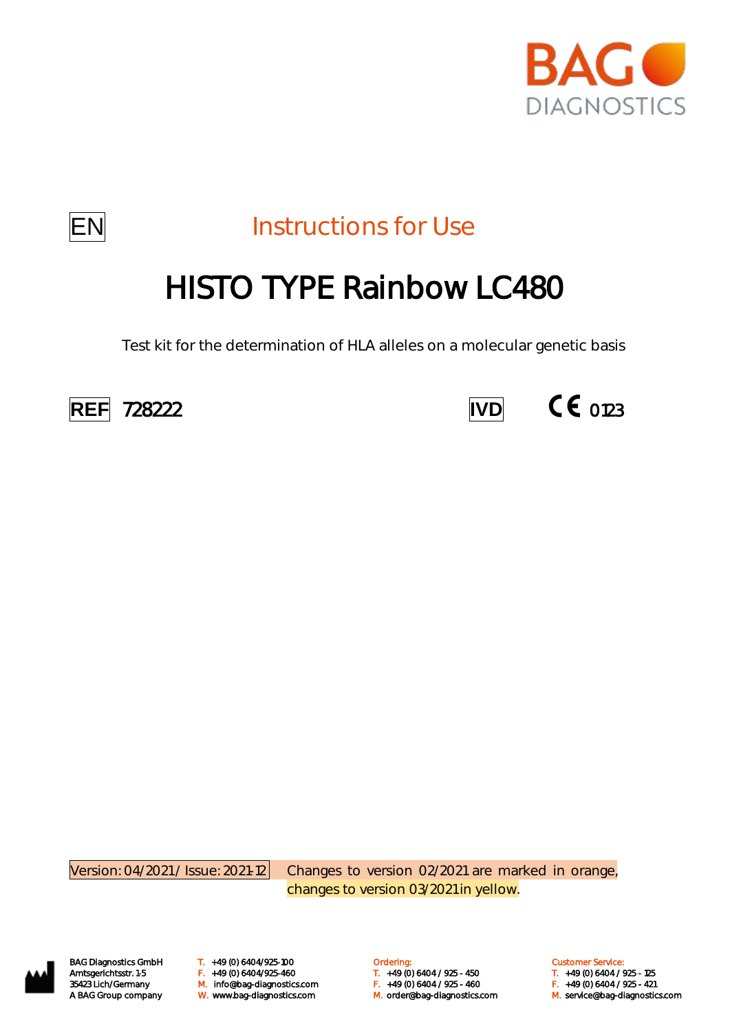BAG DIAGNOSTICS

EN

Instructions for Use

# HISTO TYPE Rainbow LC480

Test kit for the determination of HLA alleles on a molecular genetic basis

REF 728222

IVD

CE 0123

Version: 04/2021 / Issue: 2021-12

Changes to version 02/2021 are marked in orange, changes to version 03/2021 in yellow.

BAG Diagnostics GmbH
Amtsgerichtsstr. 1-5
35423 Lich/Germany
A BAG Group company

T. +49 (0) 6404/925-100
F. +49 (0) 6404/925-460
M. info@bag-diagnostics.com
W. www.bag-diagnostics.com

Ordering:
T. +49 (0) 6404 / 925 - 450
F. +49 (0) 6404 / 925 - 460
M. order@bag-diagnostics.com

Customer Service:
T. +49 (0) 6404 / 925 - 125
F. +49 (0) 6404 / 925 - 421
M. service@bag-diagnostics.com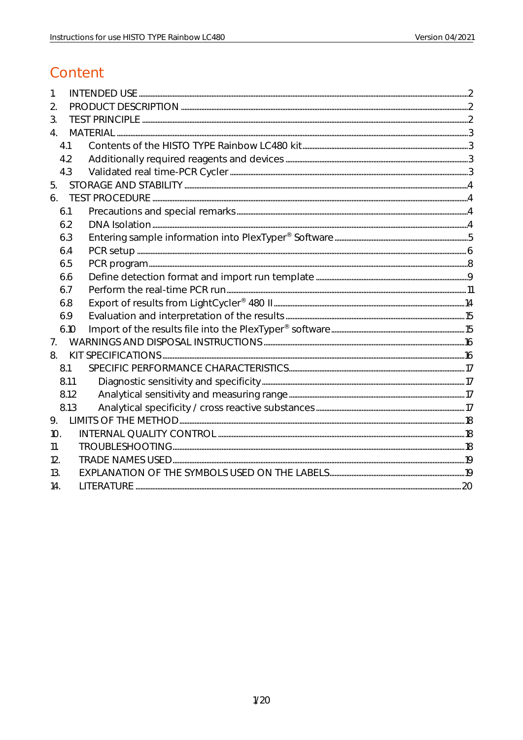# Content

1. INTENDED USE ..... 2
2. PRODUCT DESCRIPTION ..... 2
3. TEST PRINCIPLE ..... 2
4. MATERIAL ..... 3
   - 4.1 Contents of the HISTO TYPE Rainbow LC480 kit ..... 3
   - 4.2 Additionally required reagents and devices ..... 3
   - 4.3 Validated real time-PCR Cycler ..... 3
5. STORAGE AND STABILITY ..... 4
6. TEST PROCEDURE ..... 4
   - 6.1 Precautions and special remarks ..... 4
   - 6.2 DNA Isolation ..... 4
   - 6.3 Entering sample information into PlexTyper® Software ..... 5
   - 6.4 PCR setup ..... 6
   - 6.5 PCR program ..... 8
   - 6.6 Define detection format and import run template ..... 9
   - 6.7 Perform the real-time PCR run ..... 11
   - 6.8 Export of results from LightCycler® 480 II ..... 14
   - 6.9 Evaluation and interpretation of the results ..... 15
   - 6.10 Import of the results file into the PlexTyper® software ..... 15
7. WARNINGS AND DISPOSAL INSTRUCTIONS ..... 16
8. KIT SPECIFICATIONS ..... 16
   - 8.1 SPECIFIC PERFORMANCE CHARACTERISTICS ..... 17
     - 8.1.1 Diagnostic sensitivity and specificity ..... 17
     - 8.1.2 Analytical sensitivity and measuring range ..... 17
     - 8.1.3 Analytical specificity / cross reactive substances ..... 17
9. LIMITS OF THE METHOD ..... 18
10. INTERNAL QUALITY CONTROL ..... 18
11. TROUBLESHOOTING ..... 18
12. TRADE NAMES USED ..... 19
13. EXPLANATION OF THE SYMBOLS USED ON THE LABELS ..... 19
14. LITERATURE ..... 20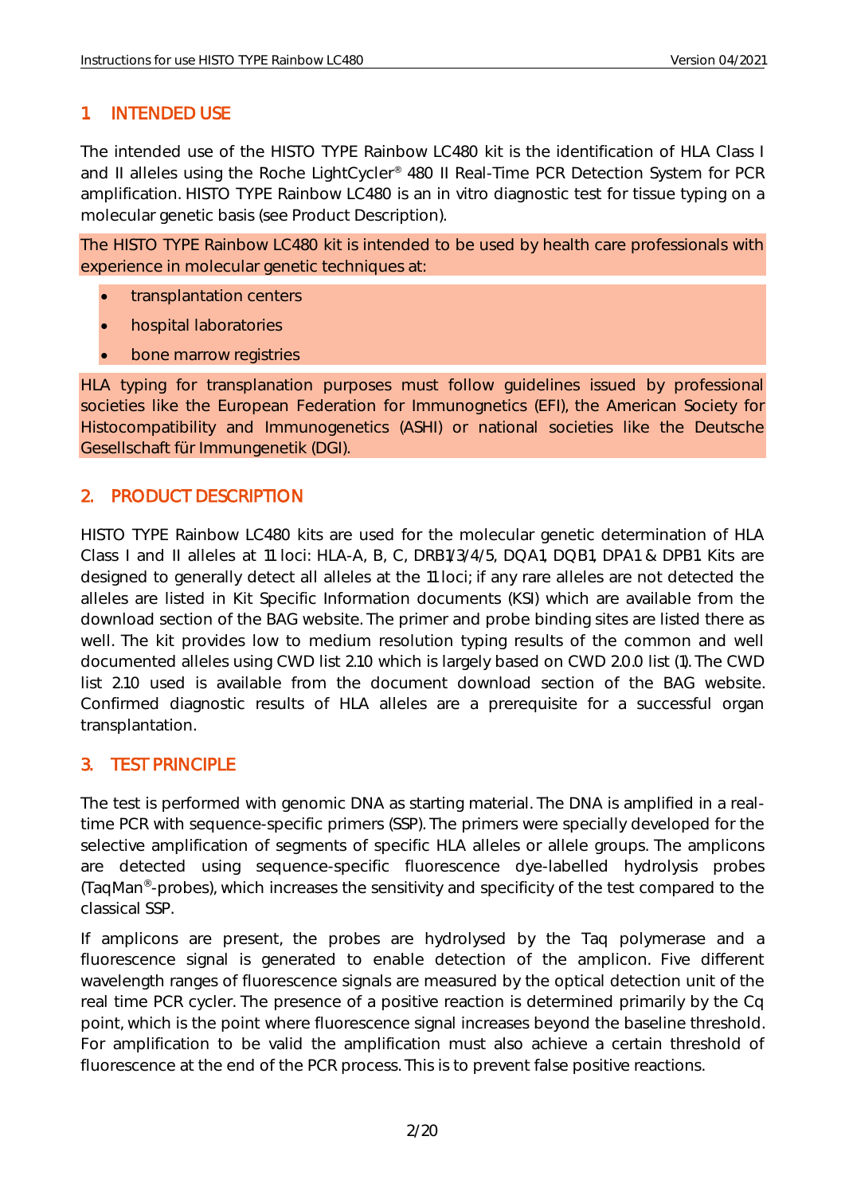## 1 INTENDED USE

The intended use of the HISTO TYPE Rainbow LC480 kit is the identification of HLA Class I and II alleles using the Roche LightCycler® 480 II Real-Time PCR Detection System for PCR amplification. HISTO TYPE Rainbow LC480 is an in vitro diagnostic test for tissue typing on a molecular genetic basis (see Product Description).

The HISTO TYPE Rainbow LC480 kit is intended to be used by health care professionals with experience in molecular genetic techniques at:

- transplantation centers
- hospital laboratories
- bone marrow registries

HLA typing for transplanation purposes must follow guidelines issued by professional societies like the European Federation for Immunognetics (EFI), the American Society for Histocompatibility and Immunogenetics (ASHI) or national societies like the Deutsche Gesellschaft für Immungenetik (DGI).

## 2. PRODUCT DESCRIPTION

HISTO TYPE Rainbow LC480 kits are used for the molecular genetic determination of HLA Class I and II alleles at 11 loci: HLA-A, B, C, DRB1/3/4/5, DQA1, DQB1, DPA1 & DPB1. Kits are designed to generally detect all alleles at the 11 loci; if any rare alleles are not detected the alleles are listed in Kit Specific Information documents (KSI) which are available from the download section of the BAG website. The primer and probe binding sites are listed there as well. The kit provides low to medium resolution typing results of the common and well documented alleles using CWD list 2.10 which is largely based on CWD 2.0.0 list (1). The CWD list 2.10 used is available from the document download section of the BAG website. Confirmed diagnostic results of HLA alleles are a prerequisite for a successful organ transplantation.

## 3. TEST PRINCIPLE

The test is performed with genomic DNA as starting material. The DNA is amplified in a real-time PCR with sequence-specific primers (SSP). The primers were specially developed for the selective amplification of segments of specific HLA alleles or allele groups. The amplicons are detected using sequence-specific fluorescence dye-labelled hydrolysis probes (TaqMan®-probes), which increases the sensitivity and specificity of the test compared to the classical SSP.

If amplicons are present, the probes are hydrolysed by the Taq polymerase and a fluorescence signal is generated to enable detection of the amplicon. Five different wavelength ranges of fluorescence signals are measured by the optical detection unit of the real time PCR cycler. The presence of a positive reaction is determined primarily by the Cq point, which is the point where fluorescence signal increases beyond the baseline threshold. For amplification to be valid the amplification must also achieve a certain threshold of fluorescence at the end of the PCR process. This is to prevent false positive reactions.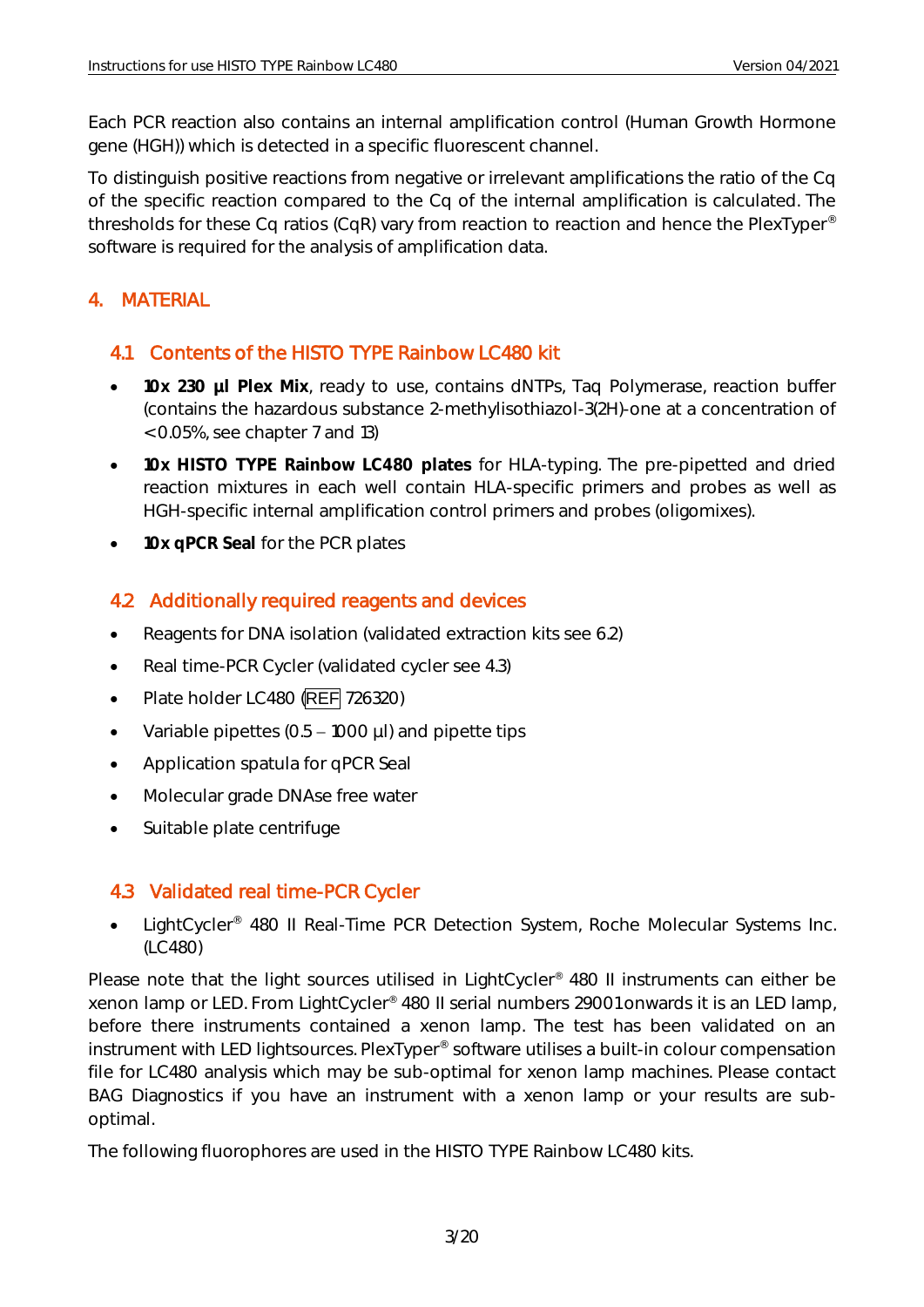Each PCR reaction also contains an internal amplification control (Human Growth Hormone gene (HGH)) which is detected in a specific fluorescent channel.

To distinguish positive reactions from negative or irrelevant amplifications the ratio of the Cq of the specific reaction compared to the Cq of the internal amplification is calculated. The thresholds for these Cq ratios (CqR) vary from reaction to reaction and hence the PlexTyper® software is required for the analysis of amplification data.

# 4. MATERIAL

## 4.1 Contents of the HISTO TYPE Rainbow LC480 kit

- **10x 230 µl Plex Mix**, ready to use, contains dNTPs, Taq Polymerase, reaction buffer (contains the hazardous substance 2-methylisothiazol-3(2H)-one at a concentration of <0.05%, see chapter 7 and 13)
- **10x HISTO TYPE Rainbow LC480 plates** for HLA-typing. The pre-pipetted and dried reaction mixtures in each well contain HLA-specific primers and probes as well as HGH-specific internal amplification control primers and probes (oligomixes).
- **10x qPCR Seal** for the PCR plates

## 4.2 Additionally required reagents and devices

- Reagents for DNA isolation (validated extraction kits see 6.2)
- Real time-PCR Cycler (validated cycler see 4.3)
- Plate holder LC480 (REF 726320)
- Variable pipettes (0.5 – 1000 µl) and pipette tips
- Application spatula for qPCR Seal
- Molecular grade DNAse free water
- Suitable plate centrifuge

## 4.3 Validated real time-PCR Cycler

- LightCycler® 480 II Real-Time PCR Detection System, Roche Molecular Systems Inc. (LC480)

Please note that the light sources utilised in LightCycler® 480 II instruments can either be xenon lamp or LED. From LightCycler® 480 II serial numbers 29001 onwards it is an LED lamp, before there instruments contained a xenon lamp. The test has been validated on an instrument with LED lightsources. PlexTyper® software utilises a built-in colour compensation file for LC480 analysis which may be sub-optimal for xenon lamp machines. Please contact BAG Diagnostics if you have an instrument with a xenon lamp or your results are sub-optimal.

The following fluorophores are used in the HISTO TYPE Rainbow LC480 kits.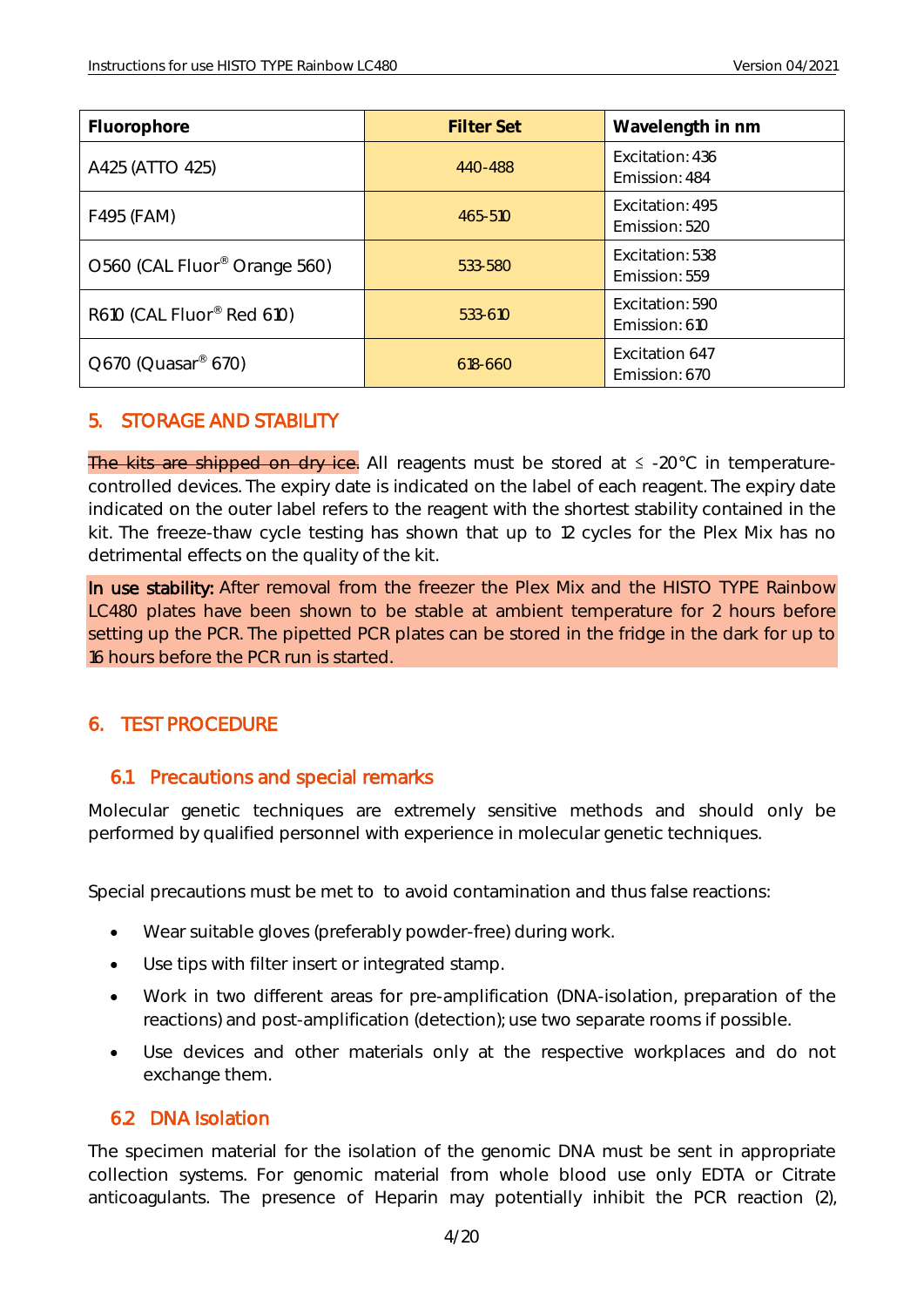| Fluorophore | Filter Set | Wavelength in nm |
|---|---|---|
| A425 (ATTO 425) | 440-488 | Excitation: 436<br>Emission: 484 |
| F495 (FAM) | 465-510 | Excitation: 495<br>Emission: 520 |
| O560 (CAL Fluor® Orange 560) | 533-580 | Excitation: 538<br>Emission: 559 |
| R610 (CAL Fluor® Red 610) | 533-610 | Excitation: 590<br>Emission: 610 |
| Q670 (Quasar® 670) | 618-660 | Excitation 647<br>Emission: 670 |

## 5. STORAGE AND STABILITY

~~The kits are shipped on dry ice.~~ All reagents must be stored at ≤ -20°C in temperature-controlled devices. The expiry date is indicated on the label of each reagent. The expiry date indicated on the outer label refers to the reagent with the shortest stability contained in the kit. The freeze-thaw cycle testing has shown that up to 12 cycles for the Plex Mix has no detrimental effects on the quality of the kit.

In use stability: After removal from the freezer the Plex Mix and the HISTO TYPE Rainbow LC480 plates have been shown to be stable at ambient temperature for 2 hours before setting up the PCR. The pipetted PCR plates can be stored in the fridge in the dark for up to 16 hours before the PCR run is started.

## 6. TEST PROCEDURE

### 6.1 Precautions and special remarks

Molecular genetic techniques are extremely sensitive methods and should only be performed by qualified personnel with experience in molecular genetic techniques.

Special precautions must be met to to avoid contamination and thus false reactions:

- Wear suitable gloves (preferably powder-free) during work.
- Use tips with filter insert or integrated stamp.
- Work in two different areas for pre-amplification (DNA-isolation, preparation of the reactions) and post-amplification (detection); use two separate rooms if possible.
- Use devices and other materials only at the respective workplaces and do not exchange them.

### 6.2 DNA Isolation

The specimen material for the isolation of the genomic DNA must be sent in appropriate collection systems. For genomic material from whole blood use only EDTA or Citrate anticoagulants. The presence of Heparin may potentially inhibit the PCR reaction (2),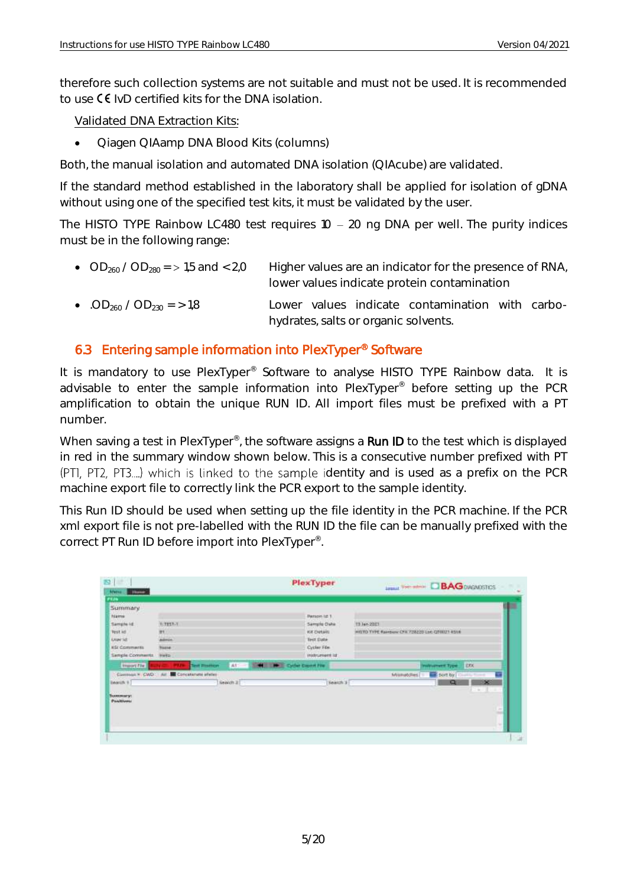therefore such collection systems are not suitable and must not be used. It is recommended to use CE IvD certified kits for the DNA isolation.

Validated DNA Extraction Kits:

- Qiagen QIAamp DNA Blood Kits (columns)

Both, the manual isolation and automated DNA isolation (QIAcube) are validated.

If the standard method established in the laboratory shall be applied for isolation of gDNA without using one of the specified test kits, it must be validated by the user.

The HISTO TYPE Rainbow LC480 test requires 10 – 20 ng DNA per well. The purity indices must be in the following range:

- $OD_{260}$ / $OD_{280}$ => 1.5 and < 2.0 — Higher values are an indicator for the presence of RNA, lower values indicate protein contamination
- $OD_{260}$ / $OD_{230}$ => 1.8 — Lower values indicate contamination with carbohydrates, salts or organic solvents.

## 6.3 Entering sample information into PlexTyper® Software

It is mandatory to use PlexTyper® Software to analyse HISTO TYPE Rainbow data. It is advisable to enter the sample information into PlexTyper® before setting up the PCR amplification to obtain the unique RUN ID. All import files must be prefixed with a PT number.

When saving a test in PlexTyper®, the software assigns a **Run ID** to the test which is displayed in red in the summary window shown below. This is a consecutive number prefixed with PT (PT1, PT2, PT3….) which is linked to the sample identity and is used as a prefix on the PCR machine export file to correctly link the PCR export to the sample identity.

This Run ID should be used when setting up the file identity in the PCR machine. If the PCR xml export file is not pre-labelled with the RUN ID the file can be manually prefixed with the correct PT Run ID before import into PlexTyper®.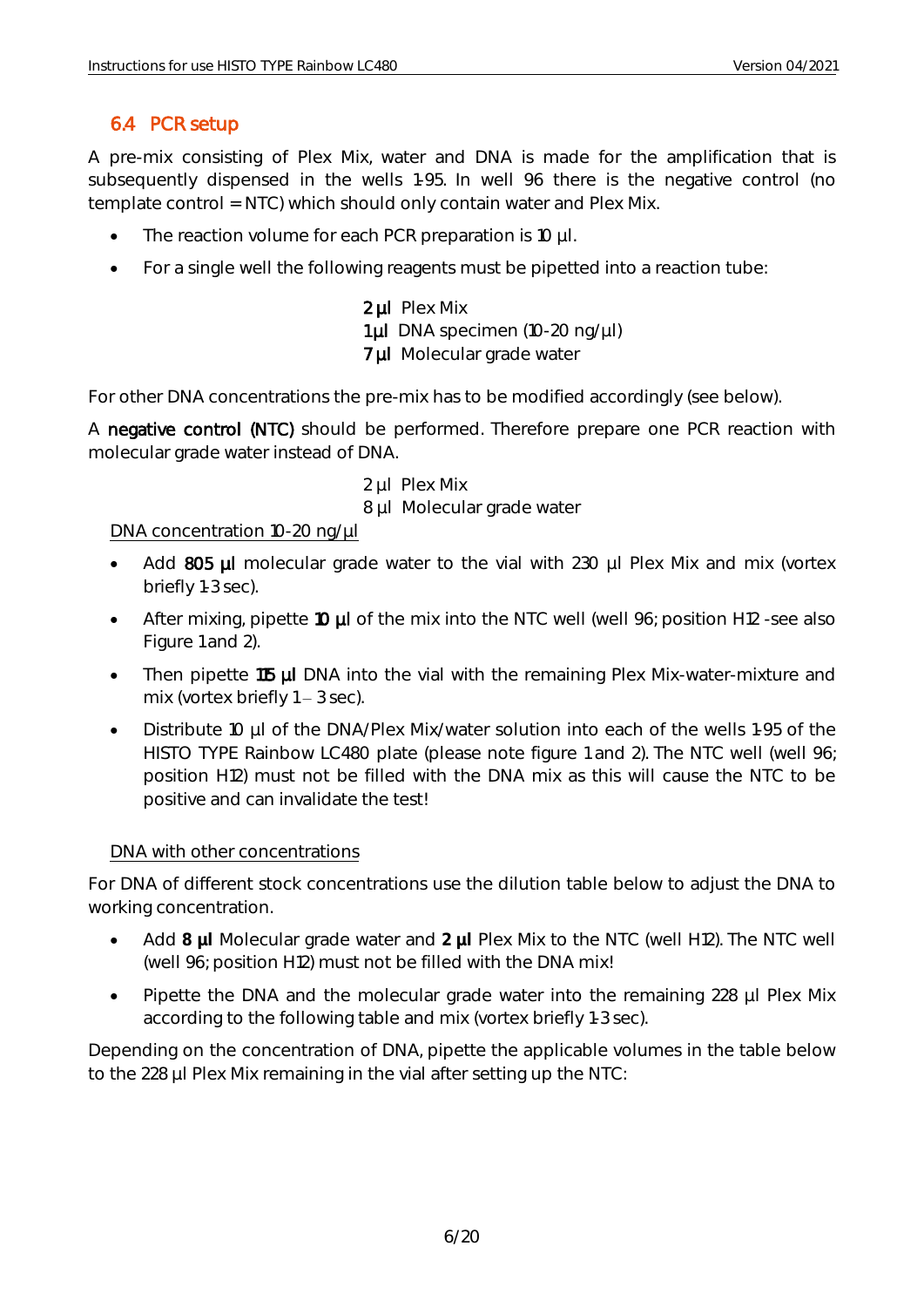## 6.4 PCR setup

A pre-mix consisting of Plex Mix, water and DNA is made for the amplification that is subsequently dispensed in the wells 1-95. In well 96 there is the negative control (no template control = NTC) which should only contain water and Plex Mix.

- The reaction volume for each PCR preparation is 10 µl.
- For a single well the following reagents must be pipetted into a reaction tube:

**2 µl** Plex Mix
**1 µl** DNA specimen (10-20 ng/µl)
**7 µl** Molecular grade water

For other DNA concentrations the pre-mix has to be modified accordingly (see below).

A **negative control (NTC)** should be performed. Therefore prepare one PCR reaction with molecular grade water instead of DNA.

2 µl Plex Mix
8 µl Molecular grade water

DNA concentration 10-20 ng/µl

- Add **805 µl** molecular grade water to the vial with 230 µl Plex Mix and mix (vortex briefly 1-3 sec).
- After mixing, pipette **10 µl** of the mix into the NTC well (well 96; position H12 -see also Figure 1 and 2).
- Then pipette **115 µl** DNA into the vial with the remaining Plex Mix-water-mixture and mix (vortex briefly 1 – 3 sec).
- Distribute 10 µl of the DNA/Plex Mix/water solution into each of the wells 1-95 of the HISTO TYPE Rainbow LC480 plate (please note figure 1 and 2). The NTC well (well 96; position H12) must not be filled with the DNA mix as this will cause the NTC to be positive and can invalidate the test!

DNA with other concentrations

For DNA of different stock concentrations use the dilution table below to adjust the DNA to working concentration.

- Add **8 µl** Molecular grade water and **2 µl** Plex Mix to the NTC (well H12). The NTC well (well 96; position H12) must not be filled with the DNA mix!
- Pipette the DNA and the molecular grade water into the remaining 228 µl Plex Mix according to the following table and mix (vortex briefly 1-3 sec).

Depending on the concentration of DNA, pipette the applicable volumes in the table below to the 228 µl Plex Mix remaining in the vial after setting up the NTC: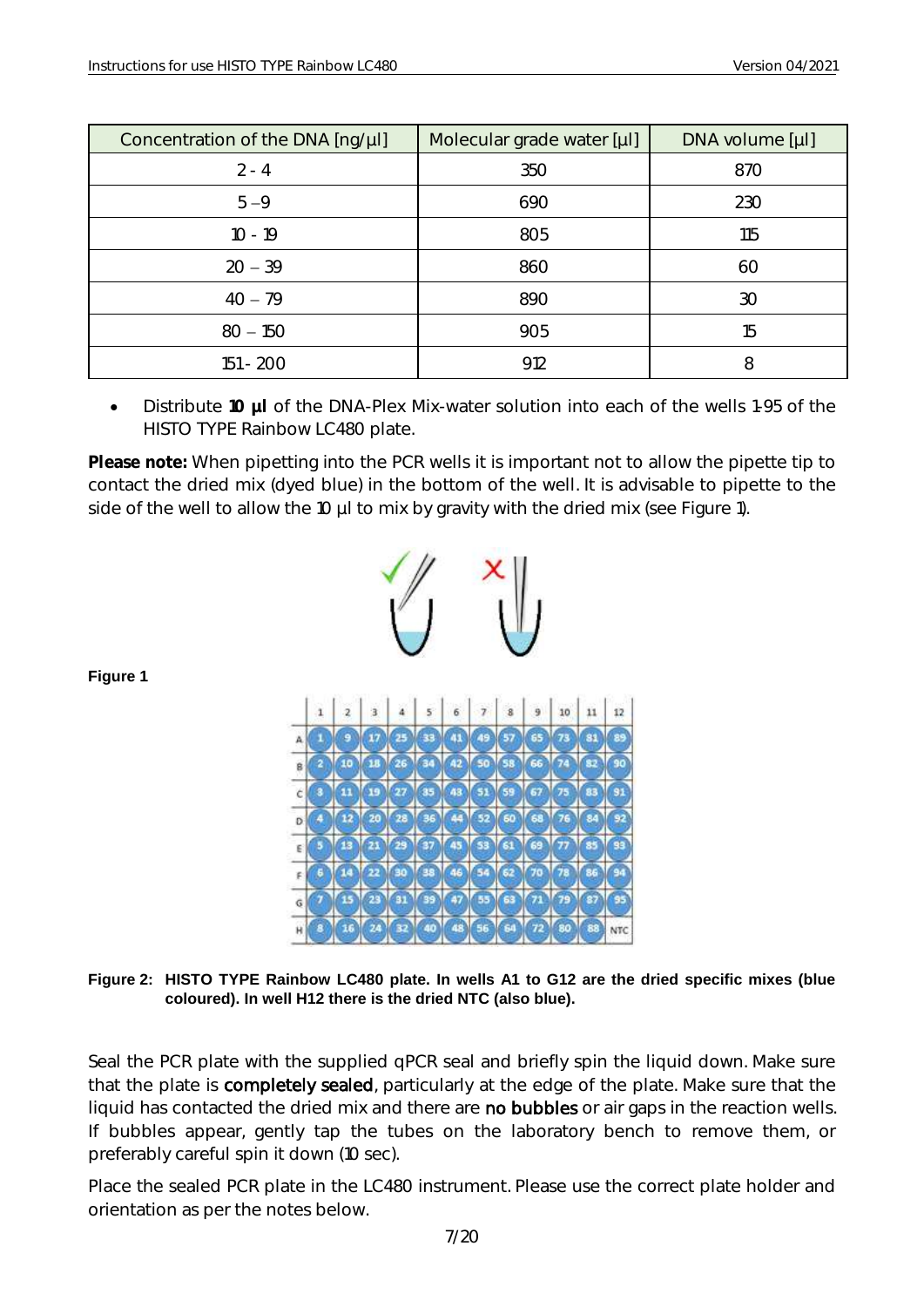| Concentration of the DNA [ng/µl] | Molecular grade water [µl] | DNA volume [µl] |
| --- | --- | --- |
| 2 - 4 | 350 | 870 |
| 5 – 9 | 690 | 230 |
| 10 - 19 | 805 | 115 |
| 20 – 39 | 860 | 60 |
| 40 – 79 | 890 | 30 |
| 80 – 150 | 905 | 15 |
| 151 - 200 | 912 | 8 |

- Distribute **10 µl** of the DNA-Plex Mix-water solution into each of the wells 1-95 of the HISTO TYPE Rainbow LC480 plate.

**Please note:** When pipetting into the PCR wells it is important not to allow the pipette tip to contact the dried mix (dyed blue) in the bottom of the well. It is advisable to pipette to the side of the well to allow the 10 µl to mix by gravity with the dried mix (see Figure 1).

**Figure 1**

**Figure 2: HISTO TYPE Rainbow LC480 plate. In wells A1 to G12 are the dried specific mixes (blue coloured). In well H12 there is the dried NTC (also blue).**

Seal the PCR plate with the supplied qPCR seal and briefly spin the liquid down. Make sure that the plate is completely sealed, particularly at the edge of the plate. Make sure that the liquid has contacted the dried mix and there are no bubbles or air gaps in the reaction wells. If bubbles appear, gently tap the tubes on the laboratory bench to remove them, or preferably careful spin it down (10 sec).

Place the sealed PCR plate in the LC480 instrument. Please use the correct plate holder and orientation as per the notes below.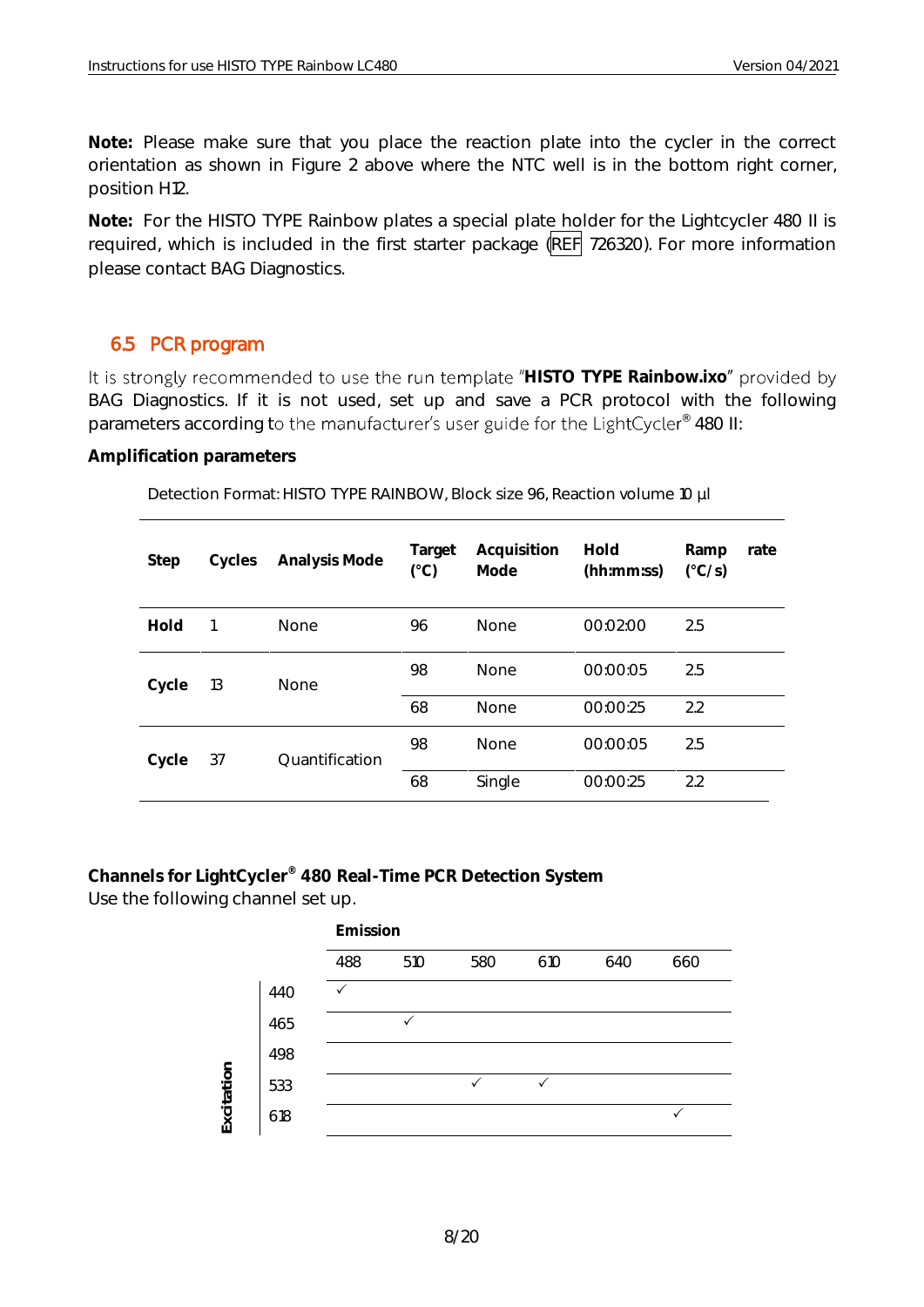**Note:** Please make sure that you place the reaction plate into the cycler in the correct orientation as shown in Figure 2 above where the NTC well is in the bottom right corner, position H12.

**Note:** For the HISTO TYPE Rainbow plates a special plate holder for the Lightcycler 480 II is required, which is included in the first starter package (REF 726320). For more information please contact BAG Diagnostics.

## 6.5 PCR program

It is strongly recommended to use the run template "**HISTO TYPE Rainbow.ixo**" provided by BAG Diagnostics. If it is not used, set up and save a PCR protocol with the following parameters according to the manufacturer's user guide for the LightCycler® 480 II:

**Amplification parameters**

Detection Format: HISTO TYPE RAINBOW, Block size 96, Reaction volume 10 µl

| Step | Cycles | Analysis Mode | Target (°C) | Acquisition Mode | Hold (hh:mm:ss) | Ramp rate (°C/s) |
|---|---|---|---|---|---|---|
| **Hold** | 1 | None | 96 | None | 00:02:00 | 2.5 |
| **Cycle** | 13 | None | 98 | None | 00:00:05 | 2.5 |
| | | | 68 | None | 00:00:25 | 2.2 |
| **Cycle** | 37 | Quantification | 98 | None | 00:00:05 | 2.5 |
| | | | 68 | Single | 00:00:25 | 2.2 |

**Channels for LightCycler® 480 Real-Time PCR Detection System**
Use the following channel set up.

| Excitation \ Emission | 488 | 510 | 580 | 610 | 640 | 660 |
|---|---|---|---|---|---|---|
| 440 | ✓ | | | | | |
| 465 | | ✓ | | | | |
| 498 | | | | | | |
| 533 | | | ✓ | ✓ | | |
| 618 | | | | | | ✓ |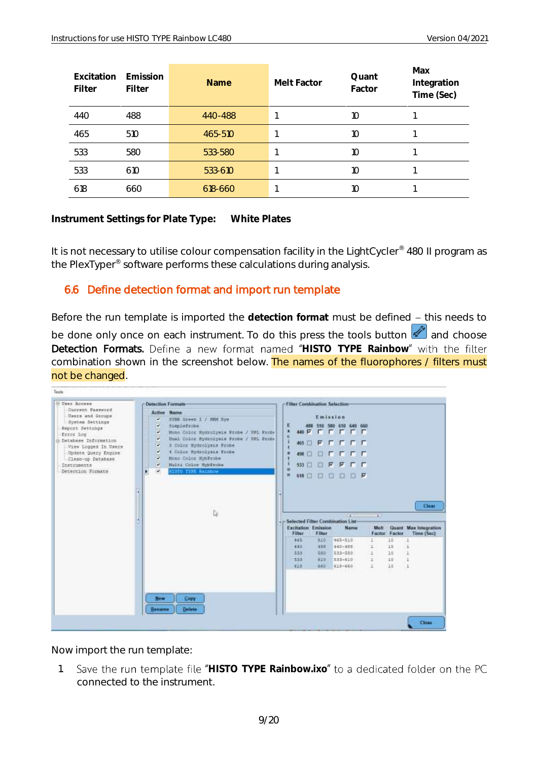| Excitation Filter | Emission Filter | Name | Melt Factor | Quant Factor | Max Integration Time (Sec) |
|---|---|---|---|---|---|
| 440 | 488 | 440-488 | 1 | 10 | 1 |
| 465 | 510 | 465-510 | 1 | 10 | 1 |
| 533 | 580 | 533-580 | 1 | 10 | 1 |
| 533 | 610 | 533-610 | 1 | 10 | 1 |
| 618 | 660 | 618-660 | 1 | 10 | 1 |

**Instrument Settings for Plate Type: White Plates**

It is not necessary to utilise colour compensation facility in the LightCycler® 480 II program as the PlexTyper® software performs these calculations during analysis.

## 6.6 Define detection format and import run template

Before the run template is imported the **detection format** must be defined – this needs to be done only once on each instrument. To do this press the tools button and choose **Detection Formats.** Define a new format named "**HISTO TYPE Rainbow**" with the filter combination shown in the screenshot below. The names of the fluorophores / filters must not be changed.

Now import the run template:

1 Save the run template file "**HISTO TYPE Rainbow.ixo**" to a dedicated folder on the PC connected to the instrument.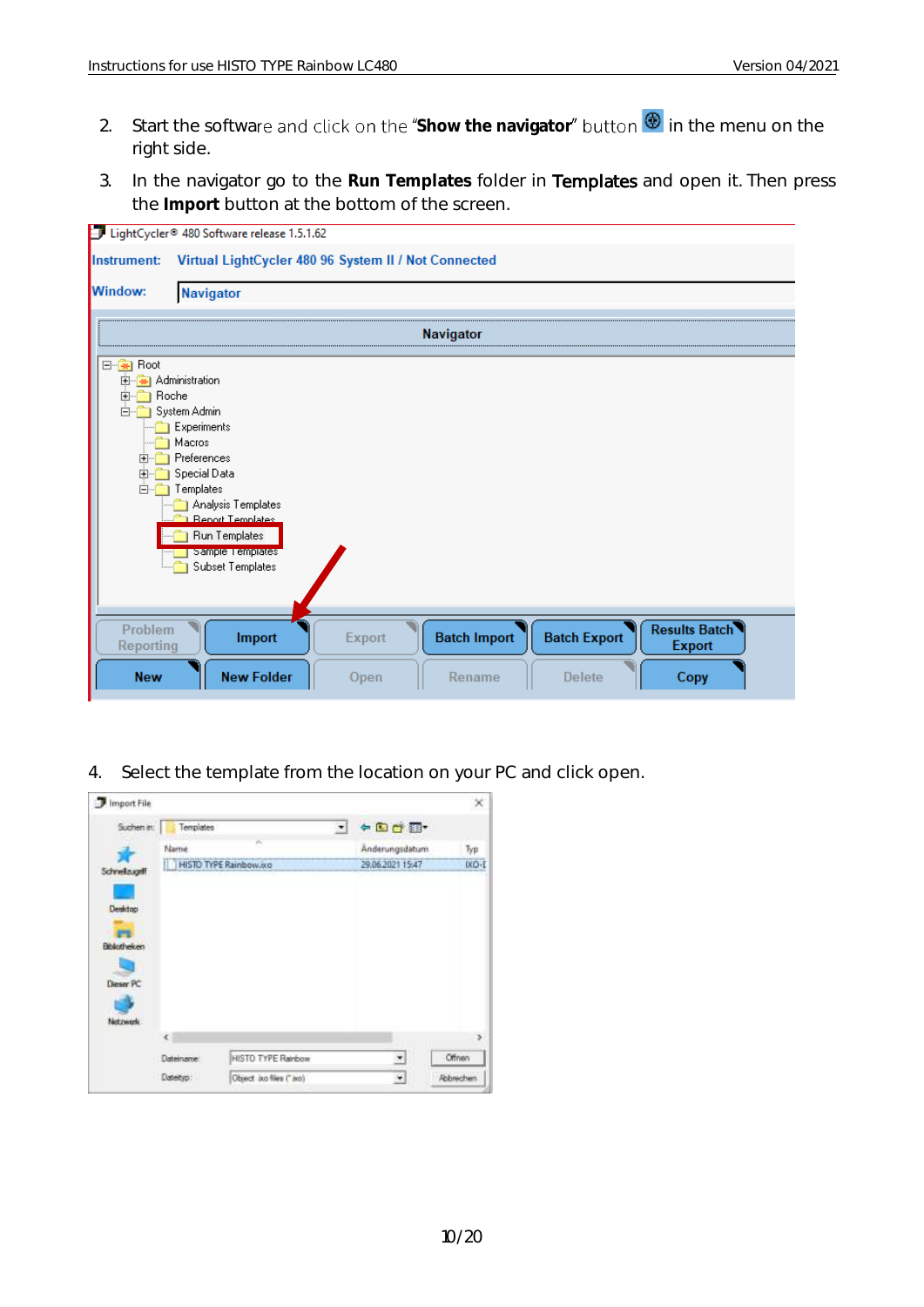2. Start the software and click on the "**Show the navigator**" button in the menu on the right side.

3. In the navigator go to the **Run Templates** folder in **Templates** and open it. Then press the **Import** button at the bottom of the screen.

4. Select the template from the location on your PC and click open.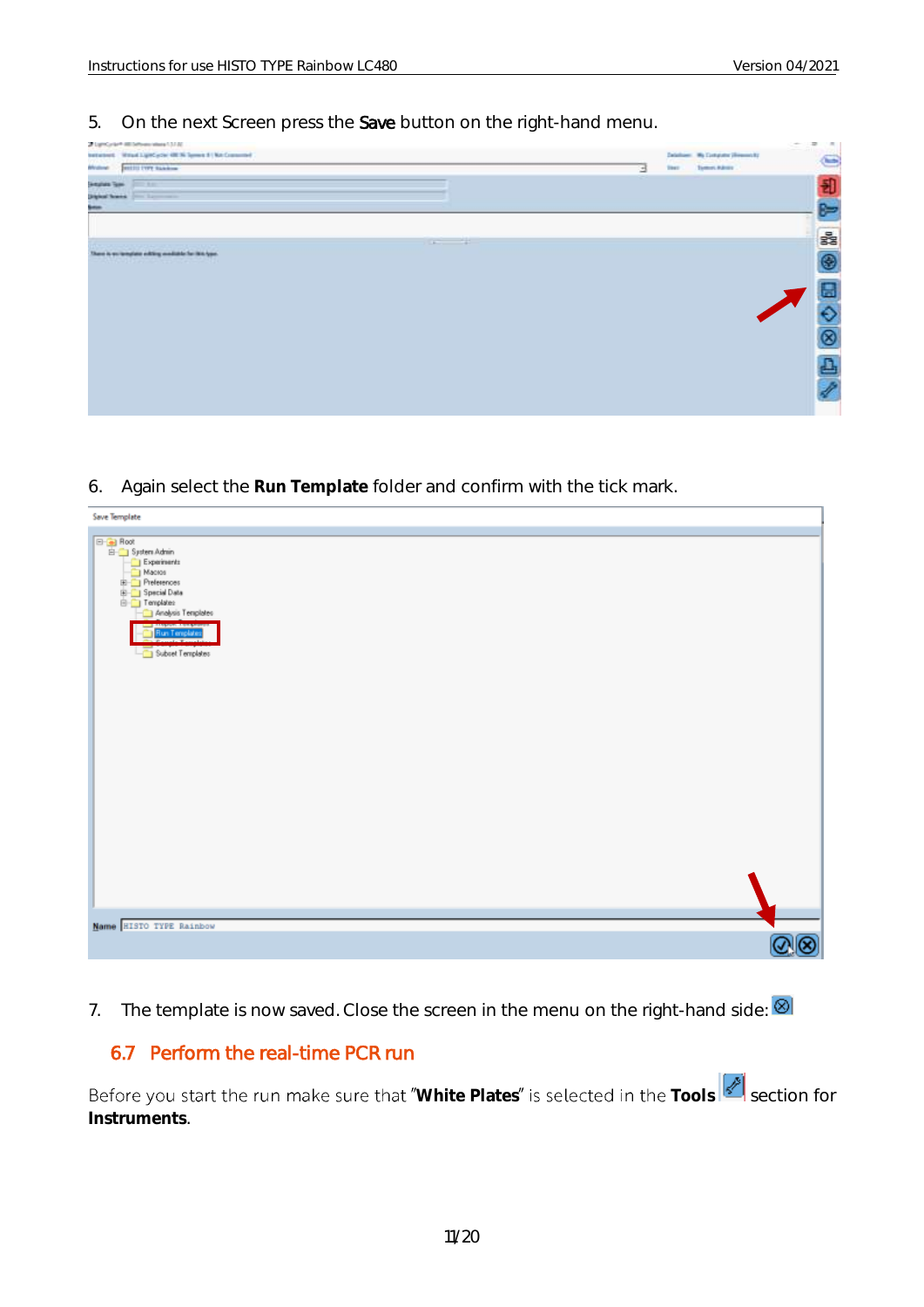5. On the next Screen press the **Save** button on the right-hand menu.

6. Again select the **Run Template** folder and confirm with the tick mark.

7. The template is now saved. Close the screen in the menu on the right-hand side:

## 6.7 Perform the real-time PCR run

Before you start the run make sure that "**White Plates**" is selected in the **Tools** section for **Instruments**.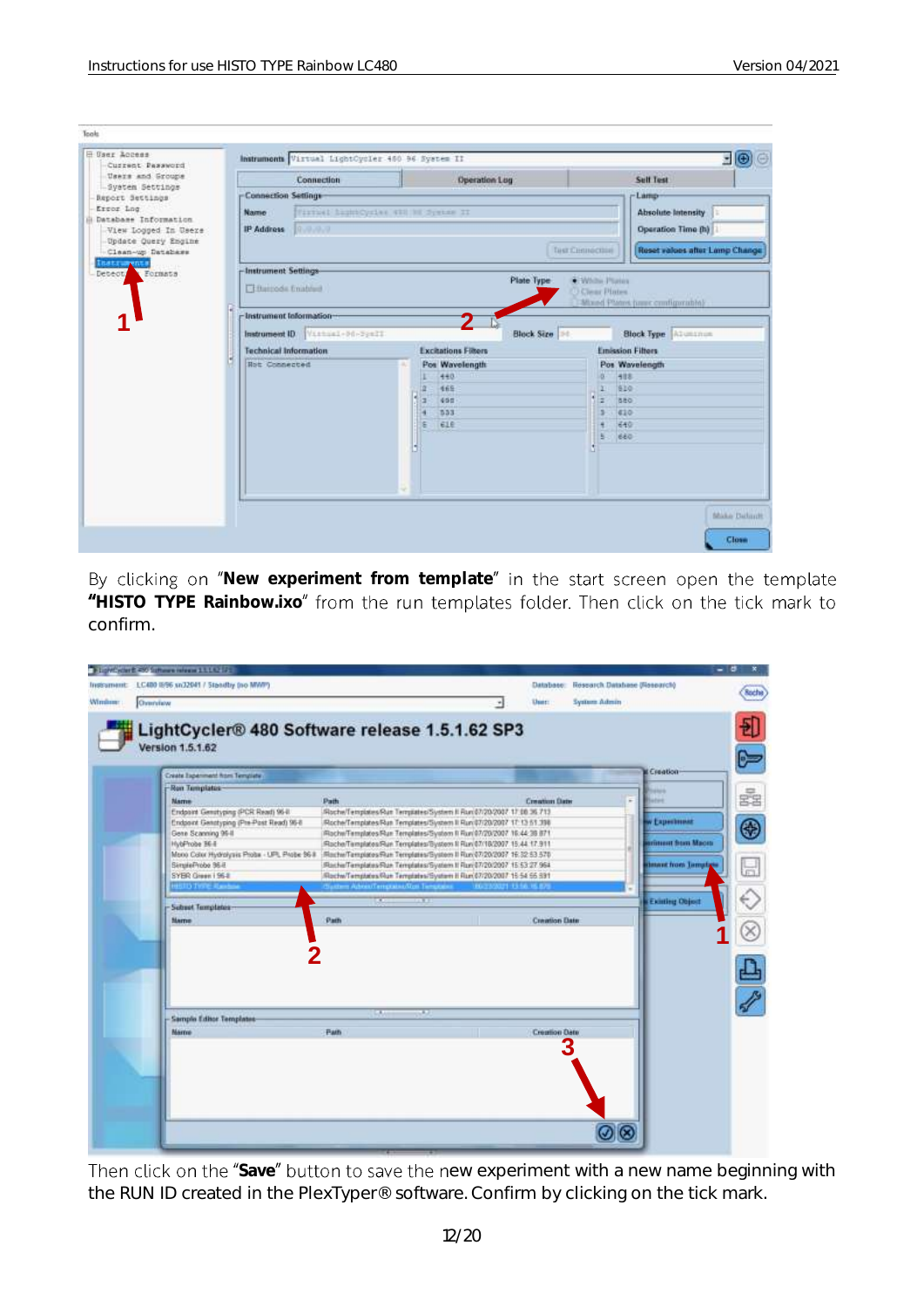By clicking on "**New experiment from template**" in the start screen open the template **"HISTO TYPE Rainbow.ixo**" from the run templates folder. Then click on the tick mark to confirm.

Then click on the "**Save**" button to save the new experiment with a new name beginning with the RUN ID created in the PlexTyper® software. Confirm by clicking on the tick mark.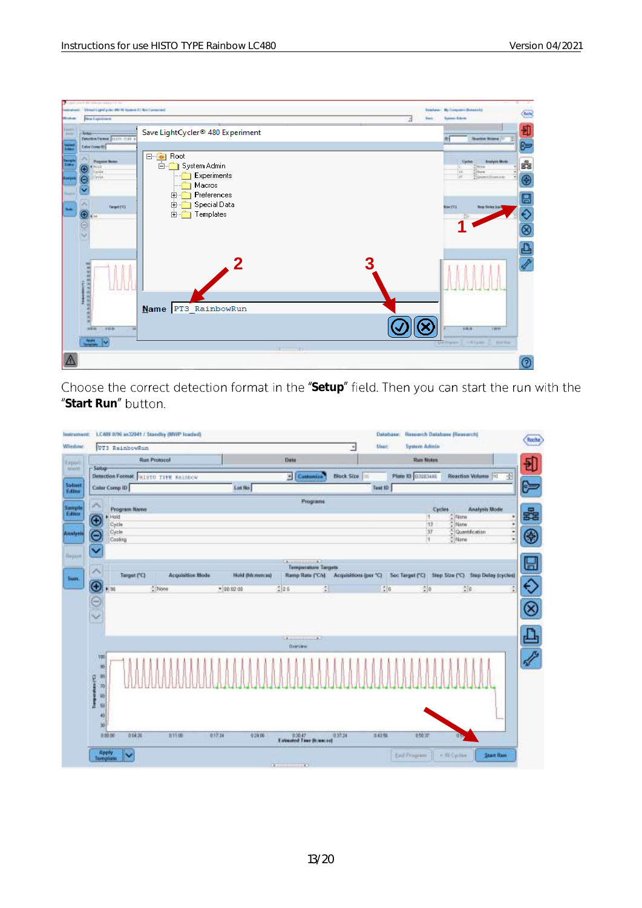Choose the correct detection format in the "**Setup**" field. Then you can start the run with the "**Start Run**" button.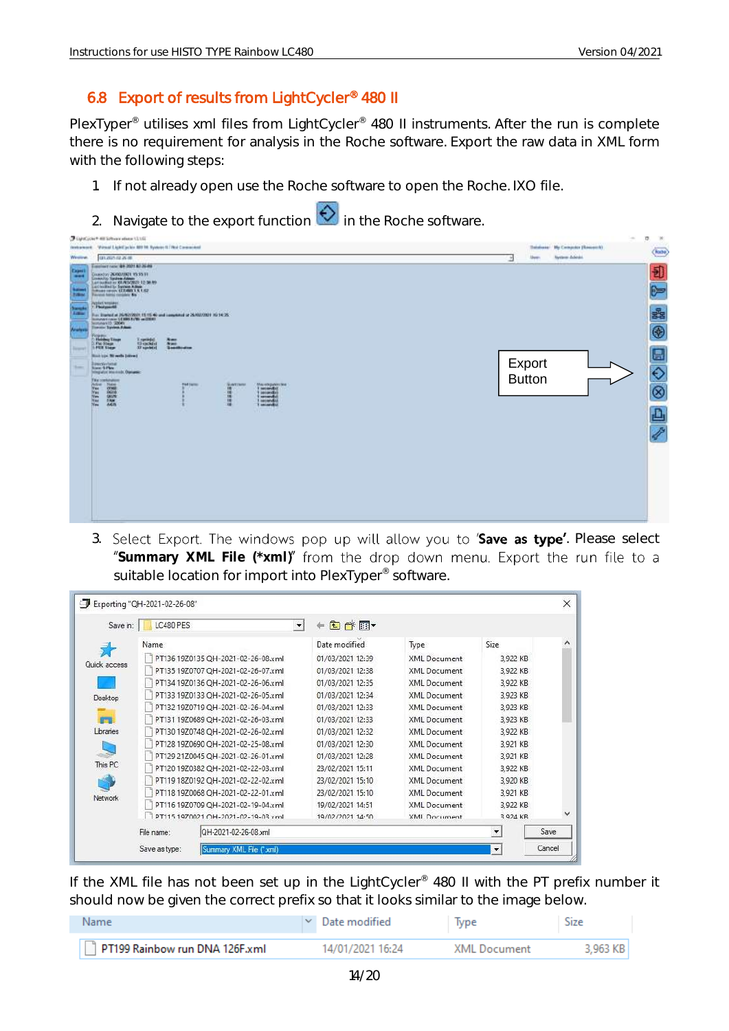## 6.8 Export of results from LightCycler® 480 II

PlexTyper® utilises xml files from LightCycler® 480 II instruments. After the run is complete there is no requirement for analysis in the Roche software. Export the raw data in XML form with the following steps:

1. If not already open use the Roche software to open the Roche. IXO file.
2. Navigate to the export function in the Roche software.

Export Button

3. Select Export. The windows pop up will allow you to '**Save as type**'. Please select "**Summary XML File (*xml)**" from the drop down menu. Export the run file to a suitable location for import into PlexTyper® software.

If the XML file has not been set up in the LightCycler® 480 II with the PT prefix number it should now be given the correct prefix so that it looks similar to the image below.

| Name | Date modified | Type | Size |
|---|---|---|---|
| PT199 Rainbow run DNA 126F.xml | 14/01/2021 16:24 | XML Document | 3,963 KB |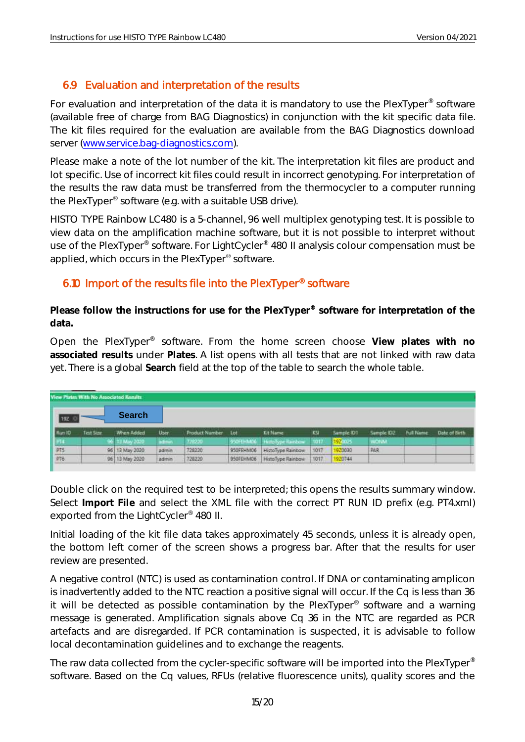## 6.9 Evaluation and interpretation of the results

For evaluation and interpretation of the data it is mandatory to use the PlexTyper® software (available free of charge from BAG Diagnostics) in conjunction with the kit specific data file. The kit files required for the evaluation are available from the BAG Diagnostics download server (www.service.bag-diagnostics.com).

Please make a note of the lot number of the kit. The interpretation kit files are product and lot specific. Use of incorrect kit files could result in incorrect genotyping. For interpretation of the results the raw data must be transferred from the thermocycler to a computer running the PlexTyper® software (e.g. with a suitable USB drive).

HISTO TYPE Rainbow LC480 is a 5-channel, 96 well multiplex genotyping test. It is possible to view data on the amplification machine software, but it is not possible to interpret without use of the PlexTyper® software. For LightCycler® 480 II analysis colour compensation must be applied, which occurs in the PlexTyper® software.

## 6.10 Import of the results file into the PlexTyper® software

**Please follow the instructions for use for the PlexTyper® software for interpretation of the data.**

Open the PlexTyper® software. From the home screen choose **View plates with no associated results** under **Plates**. A list opens with all tests that are not linked with raw data yet. There is a global **Search** field at the top of the table to search the whole table.

View Plates With No Associated Results

Search: 19Z

| Run ID | Test Size | When Added | User | Product Number | Lot | Kit Name | KSI | Sample ID1 | Sample ID2 | Full Name | Date of Birth |
|---|---|---|---|---|---|---|---|---|---|---|---|
| PT4 | 96 | 13 May 2020 | admin | 728220 | 950FEHM06 | HistoType Rainbow | 1017 | 19Z0025 | WONM | | |
| PT5 | 96 | 13 May 2020 | admin | 728220 | 950FEHM06 | HistoType Rainbow | 1017 | 19Z0030 | PAR | | |
| PT6 | 96 | 13 May 2020 | admin | 728220 | 950FEHM06 | HistoType Rainbow | 1017 | 19Z0744 | | | |

Double click on the required test to be interpreted; this opens the results summary window. Select **Import File** and select the XML file with the correct PT RUN ID prefix (e.g. PT4.xml) exported from the LightCycler® 480 II.

Initial loading of the kit file data takes approximately 45 seconds, unless it is already open, the bottom left corner of the screen shows a progress bar. After that the results for user review are presented.

A negative control (NTC) is used as contamination control. If DNA or contaminating amplicon is inadvertently added to the NTC reaction a positive signal will occur. If the Cq is less than 36 it will be detected as possible contamination by the PlexTyper® software and a warning message is generated. Amplification signals above Cq 36 in the NTC are regarded as PCR artefacts and are disregarded. If PCR contamination is suspected, it is advisable to follow local decontamination guidelines and to exchange the reagents.

The raw data collected from the cycler-specific software will be imported into the PlexTyper® software. Based on the Cq values, RFUs (relative fluorescence units), quality scores and the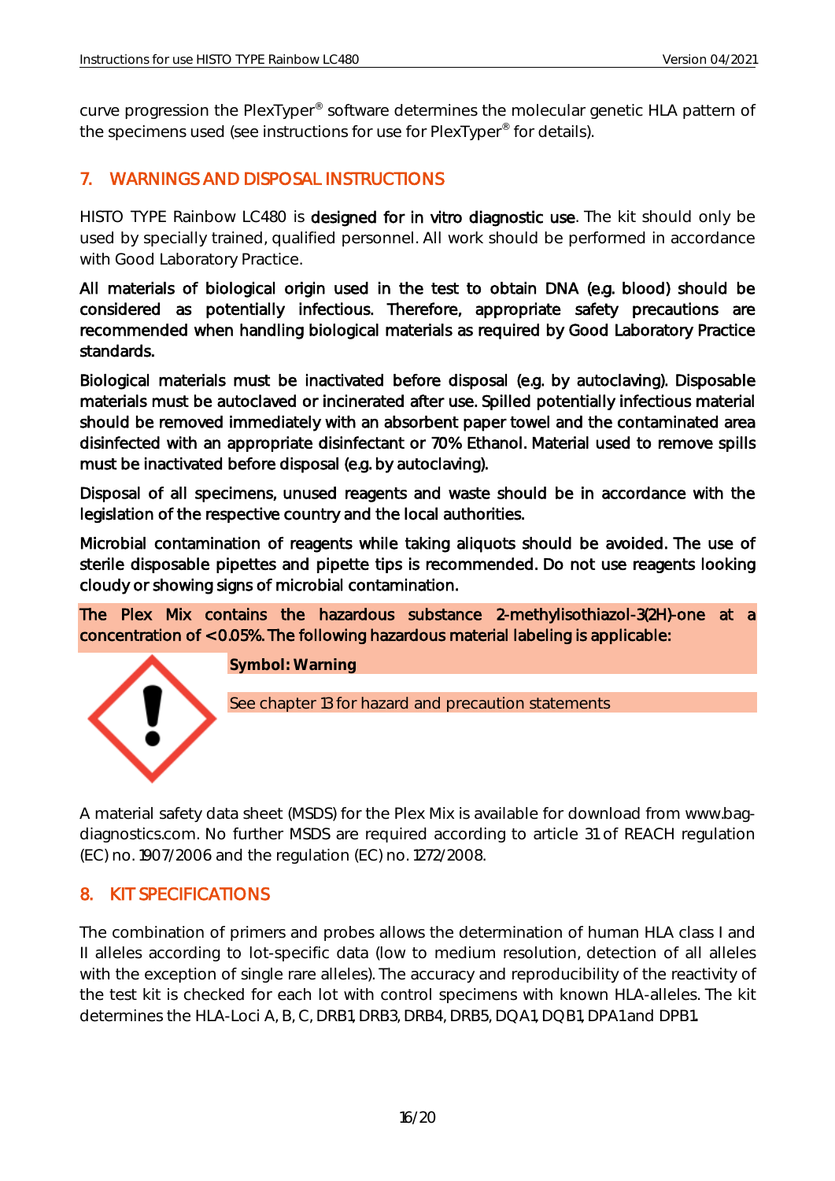curve progression the PlexTyper® software determines the molecular genetic HLA pattern of the specimens used (see instructions for use for PlexTyper® for details).

## 7. WARNINGS AND DISPOSAL INSTRUCTIONS

HISTO TYPE Rainbow LC480 is designed for in vitro diagnostic use. The kit should only be used by specially trained, qualified personnel. All work should be performed in accordance with Good Laboratory Practice.

All materials of biological origin used in the test to obtain DNA (e.g. blood) should be considered as potentially infectious. Therefore, appropriate safety precautions are recommended when handling biological materials as required by Good Laboratory Practice standards.

Biological materials must be inactivated before disposal (e.g. by autoclaving). Disposable materials must be autoclaved or incinerated after use. Spilled potentially infectious material should be removed immediately with an absorbent paper towel and the contaminated area disinfected with an appropriate disinfectant or 70% Ethanol. Material used to remove spills must be inactivated before disposal (e.g. by autoclaving).

Disposal of all specimens, unused reagents and waste should be in accordance with the legislation of the respective country and the local authorities.

Microbial contamination of reagents while taking aliquots should be avoided. The use of sterile disposable pipettes and pipette tips is recommended. Do not use reagents looking cloudy or showing signs of microbial contamination.

The Plex Mix contains the hazardous substance 2-methylisothiazol-3(2H)-one at a concentration of <0.05%. The following hazardous material labeling is applicable:

**Symbol: Warning**

See chapter 13 for hazard and precaution statements

A material safety data sheet (MSDS) for the Plex Mix is available for download from www.bag-diagnostics.com. No further MSDS are required according to article 31 of REACH regulation (EC) no. 1907/2006 and the regulation (EC) no. 1272/2008.

## 8. KIT SPECIFICATIONS

The combination of primers and probes allows the determination of human HLA class I and II alleles according to lot-specific data (low to medium resolution, detection of all alleles with the exception of single rare alleles). The accuracy and reproducibility of the reactivity of the test kit is checked for each lot with control specimens with known HLA-alleles. The kit determines the HLA-Loci A, B, C, DRB1, DRB3, DRB4, DRB5, DQA1, DQB1, DPA1 and DPB1.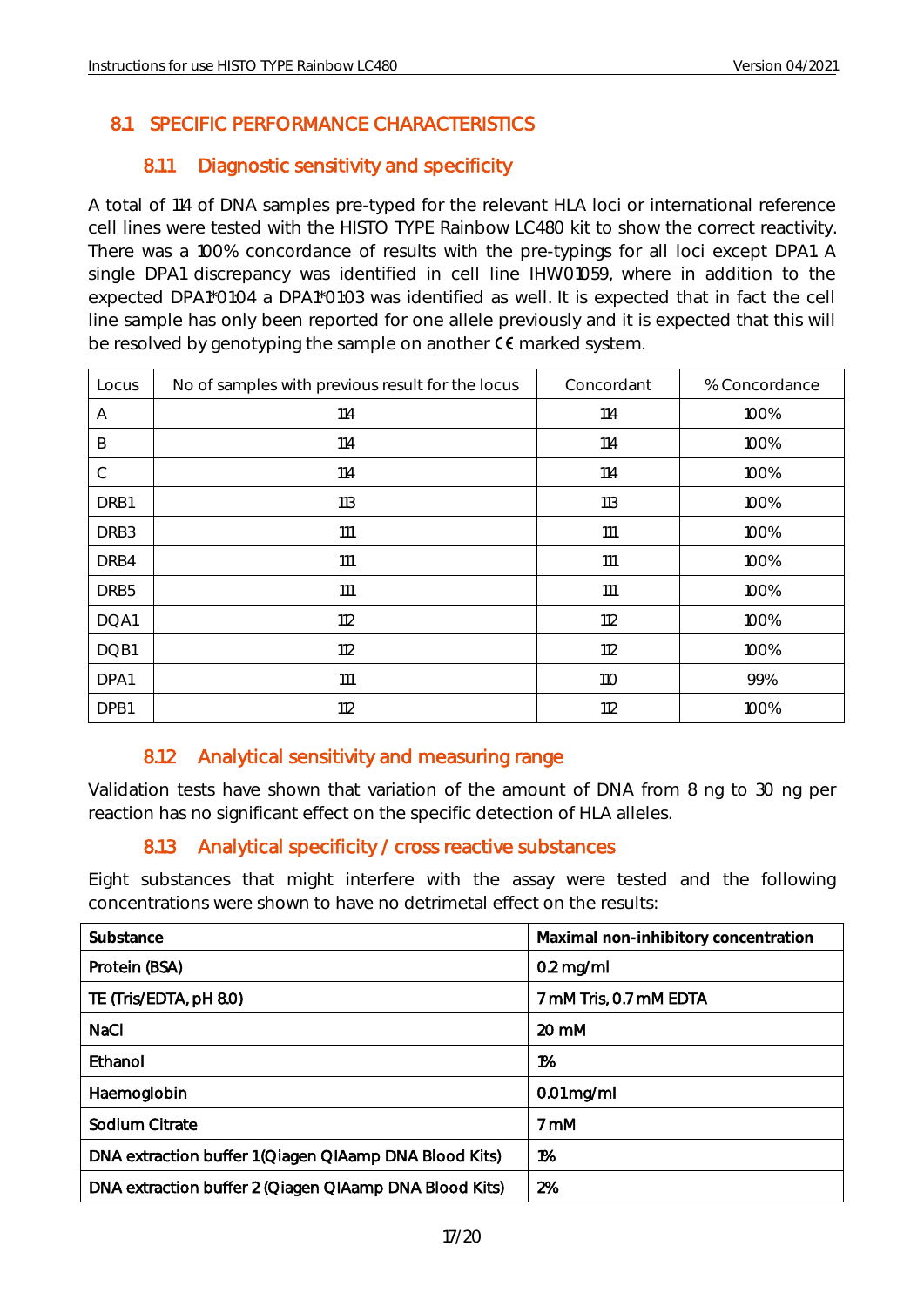## 8.1 SPECIFIC PERFORMANCE CHARACTERISTICS

### 8.1.1 Diagnostic sensitivity and specificity

A total of 114 of DNA samples pre-typed for the relevant HLA loci or international reference cell lines were tested with the HISTO TYPE Rainbow LC480 kit to show the correct reactivity. There was a 100% concordance of results with the pre-typings for all loci except DPA1. A single DPA1 discrepancy was identified in cell line IHW01059, where in addition to the expected DPA1*01:04 a DPA1*01:03 was identified as well. It is expected that in fact the cell line sample has only been reported for one allele previously and it is expected that this will be resolved by genotyping the sample on another CE marked system.

| Locus | No of samples with previous result for the locus | Concordant | % Concordance |
|---|---|---|---|
| A | 114 | 114 | 100% |
| B | 114 | 114 | 100% |
| C | 114 | 114 | 100% |
| DRB1 | 113 | 113 | 100% |
| DRB3 | 111 | 111 | 100% |
| DRB4 | 111 | 111 | 100% |
| DRB5 | 111 | 111 | 100% |
| DQA1 | 112 | 112 | 100% |
| DQB1 | 112 | 112 | 100% |
| DPA1 | 111 | 110 | 99% |
| DPB1 | 112 | 112 | 100% |

### 8.1.2 Analytical sensitivity and measuring range

Validation tests have shown that variation of the amount of DNA from 8 ng to 30 ng per reaction has no significant effect on the specific detection of HLA alleles.

### 8.1.3 Analytical specificity / cross reactive substances

Eight substances that might interfere with the assay were tested and the following concentrations were shown to have no detrimetal effect on the results:

| Substance | Maximal non-inhibitory concentration |
|---|---|
| Protein (BSA) | 0.2 mg/ml |
| TE (Tris/EDTA, pH 8.0) | 7 mM Tris, 0.7 mM EDTA |
| NaCl | 20 mM |
| Ethanol | 1% |
| Haemoglobin | 0.01 mg/ml |
| Sodium Citrate | 7 mM |
| DNA extraction buffer 1 (Qiagen QIAamp DNA Blood Kits) | 1% |
| DNA extraction buffer 2 (Qiagen QIAamp DNA Blood Kits) | 2% |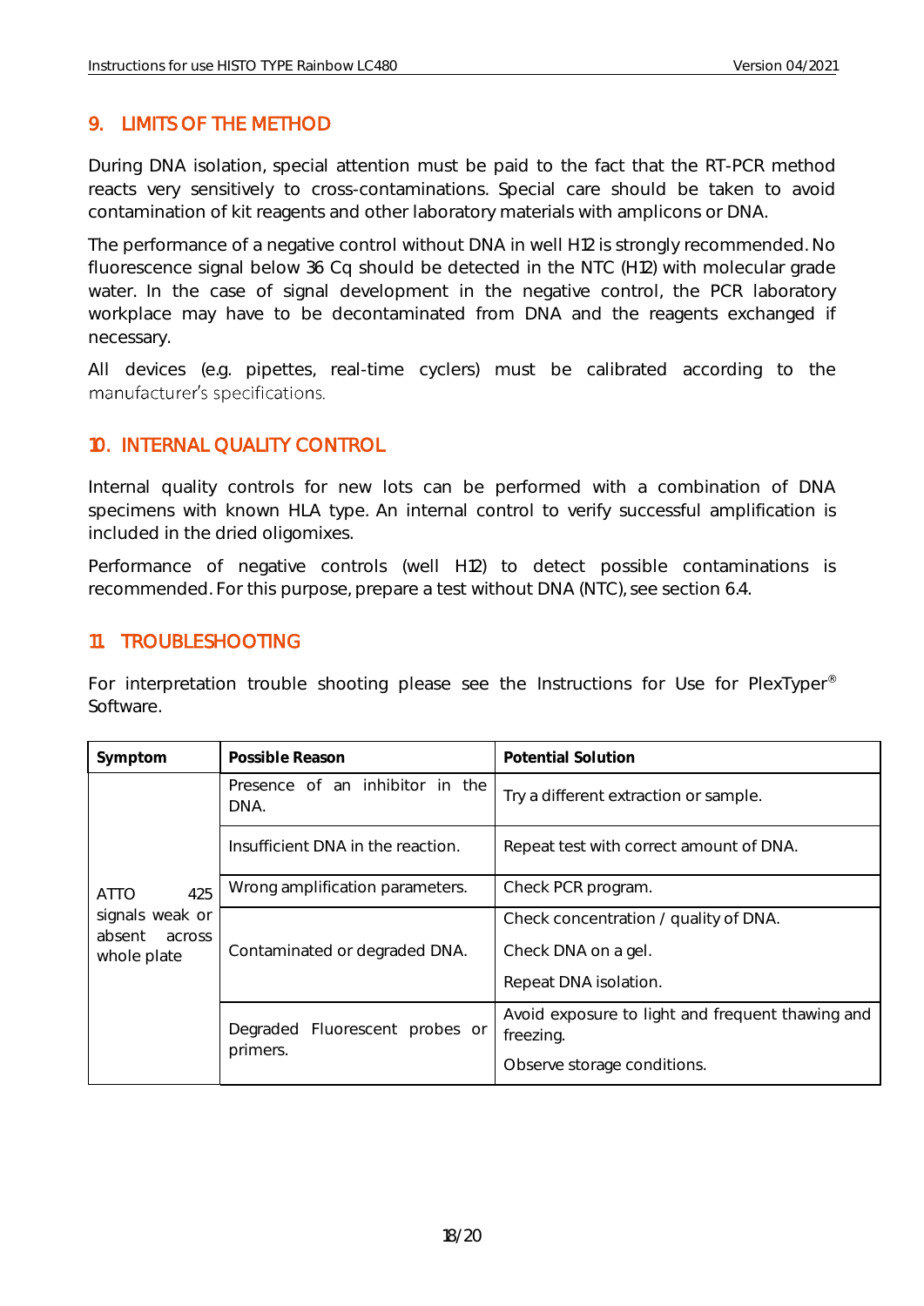## 9. LIMITS OF THE METHOD

During DNA isolation, special attention must be paid to the fact that the RT-PCR method reacts very sensitively to cross-contaminations. Special care should be taken to avoid contamination of kit reagents and other laboratory materials with amplicons or DNA.

The performance of a negative control without DNA in well H12 is strongly recommended. No fluorescence signal below 36 Cq should be detected in the NTC (H12) with molecular grade water. In the case of signal development in the negative control, the PCR laboratory workplace may have to be decontaminated from DNA and the reagents exchanged if necessary.

All devices (e.g. pipettes, real-time cyclers) must be calibrated according to the manufacturer's specifications.

## 10. INTERNAL QUALITY CONTROL

Internal quality controls for new lots can be performed with a combination of DNA specimens with known HLA type. An internal control to verify successful amplification is included in the dried oligomixes.

Performance of negative controls (well H12) to detect possible contaminations is recommended. For this purpose, prepare a test without DNA (NTC), see section 6.4.

## 11. TROUBLESHOOTING

For interpretation trouble shooting please see the Instructions for Use for PlexTyper® Software.

| Symptom | Possible Reason | Potential Solution |
|---|---|---|
| ATTO 425 signals weak or absent across whole plate | Presence of an inhibitor in the DNA. | Try a different extraction or sample. |
| | Insufficient DNA in the reaction. | Repeat test with correct amount of DNA. |
| | Wrong amplification parameters. | Check PCR program. |
| | Contaminated or degraded DNA. | Check concentration / quality of DNA.<br>Check DNA on a gel.<br>Repeat DNA isolation. |
| | Degraded Fluorescent probes or primers. | Avoid exposure to light and frequent thawing and freezing.<br>Observe storage conditions. |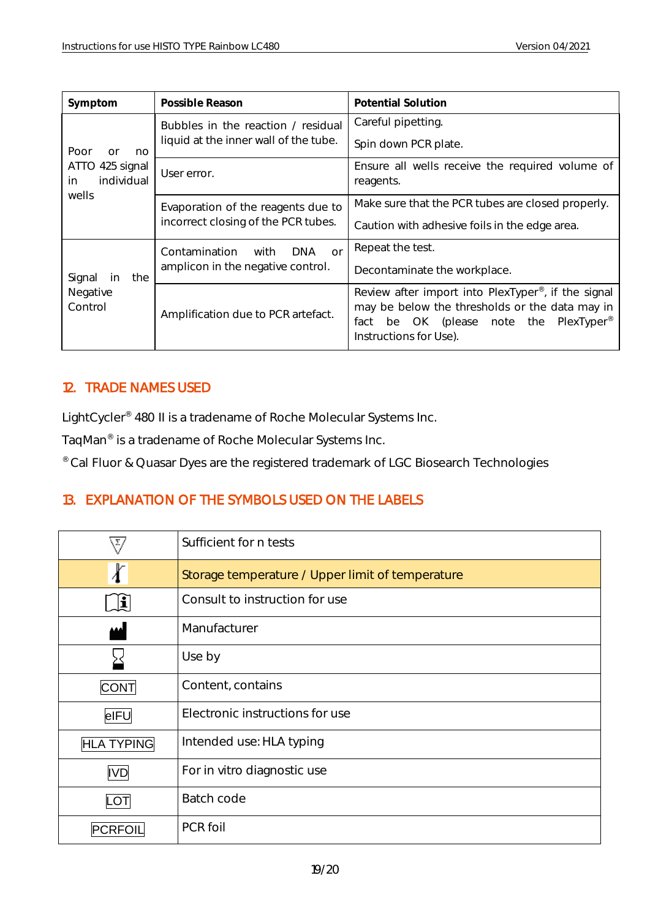| Symptom | Possible Reason | Potential Solution |
| --- | --- | --- |
| Poor or no ATTO 425 signal in individual wells | Bubbles in the reaction / residual liquid at the inner wall of the tube. | Careful pipetting.<br>Spin down PCR plate. |
| | User error. | Ensure all wells receive the required volume of reagents. |
| | Evaporation of the reagents due to incorrect closing of the PCR tubes. | Make sure that the PCR tubes are closed properly.<br>Caution with adhesive foils in the edge area. |
| Signal in the Negative Control | Contamination with DNA or amplicon in the negative control. | Repeat the test.<br>Decontaminate the workplace. |
| | Amplification due to PCR artefact. | Review after import into PlexTyper®, if the signal may be below the thresholds or the data may in fact be OK (please note the PlexTyper® Instructions for Use). |

## 12. TRADE NAMES USED

LightCycler® 480 II is a tradename of Roche Molecular Systems Inc.

TaqMan® is a tradename of Roche Molecular Systems Inc.

® Cal Fluor & Quasar Dyes are the registered trademark of LGC Biosearch Technologies

## 13. EXPLANATION OF THE SYMBOLS USED ON THE LABELS

| Symbol | Explanation |
| --- | --- |
| Σ | Sufficient for n tests |
| | Storage temperature / Upper limit of temperature |
| | Consult to instruction for use |
| | Manufacturer |
| | Use by |
| CONT | Content, contains |
| eIFU | Electronic instructions for use |
| HLA TYPING | Intended use: HLA typing |
| IVD | For in vitro diagnostic use |
| LOT | Batch code |
| PCRFOIL | PCR foil |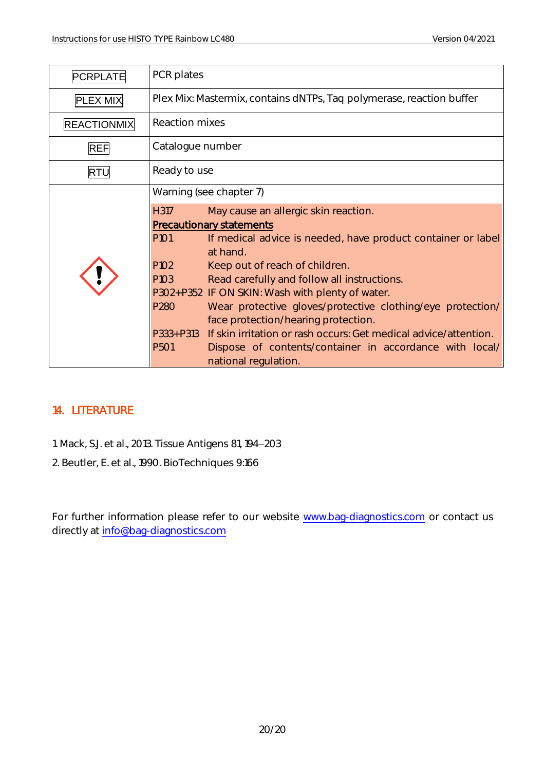| | |
|---|---|
| PCRPLATE | PCR plates |
| PLEX MIX | Plex Mix: Mastermix, contains dNTPs, Taq polymerase, reaction buffer |
| REACTIONMIX | Reaction mixes |
| REF | Catalogue number |
| RTU | Ready to use |
| | Warning (see chapter 7)<br>H317 May cause an allergic skin reaction.<br>**Precautionary statements**<br>P101 If medical advice is needed, have product container or label at hand.<br>P102 Keep out of reach of children.<br>P103 Read carefully and follow all instructions.<br>P302+P352 IF ON SKIN: Wash with plenty of water.<br>P280 Wear protective gloves/protective clothing/eye protection/ face protection/hearing protection.<br>P333+P313 If skin irritation or rash occurs: Get medical advice/attention.<br>P501 Dispose of contents/container in accordance with local/ national regulation. |

## 14. LITERATURE

1. Mack, S.J. et al., 2013. Tissue Antigens 81, 194–203

2. Beutler, E. et al., 1990. BioTechniques 9:166

For further information please refer to our website www.bag-diagnostics.com or contact us directly at info@bag-diagnostics.com